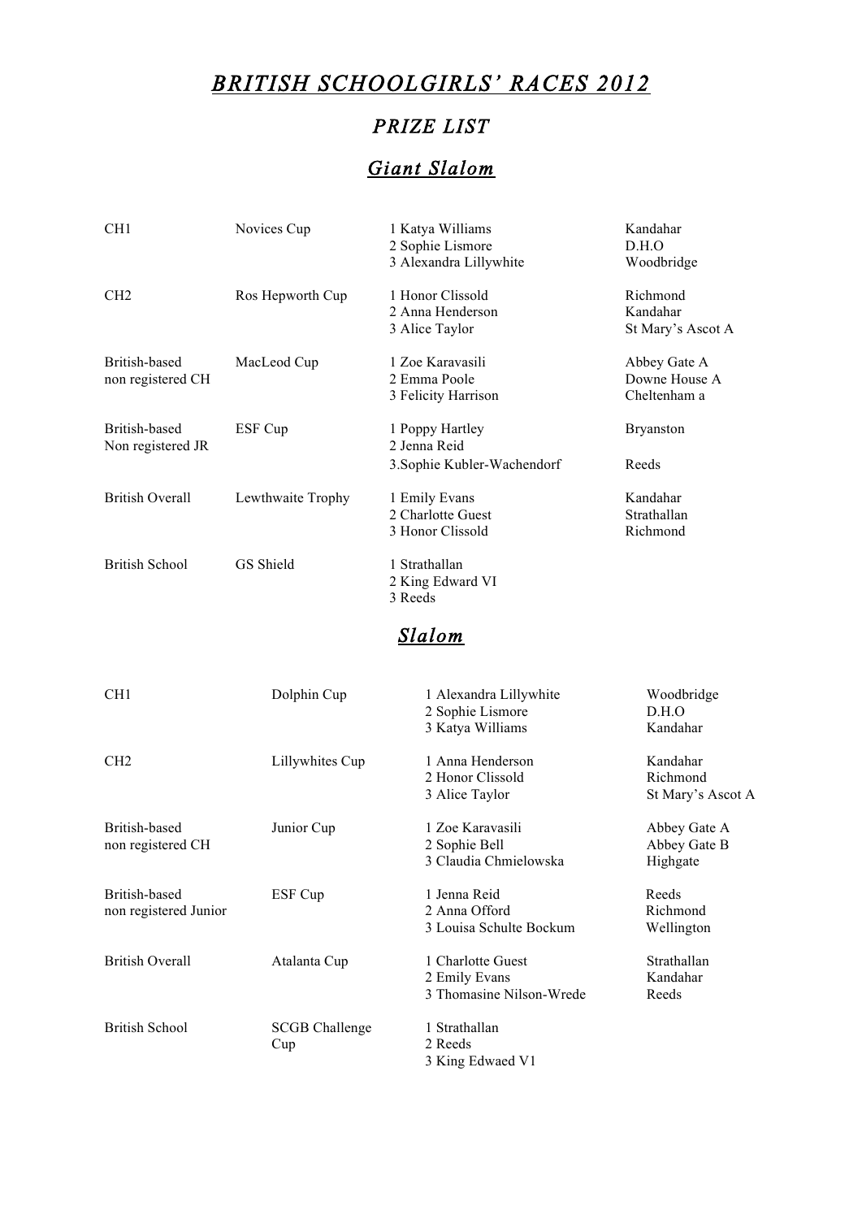# *BRITISH SCHOOLGIRLS' RACES 2012*

## *PRIZE LIST*

## *Giant Slalom*

| | | | |
|---|---|---|---|
| CH1 | Novices Cup | 1 Katya Williams | Kandahar |
| | | 2 Sophie Lismore | D.H.O |
| | | 3 Alexandra Lillywhite | Woodbridge |
| CH2 | Ros Hepworth Cup | 1 Honor Clissold | Richmond |
| | | 2 Anna Henderson | Kandahar |
| | | 3 Alice Taylor | St Mary's Ascot A |
| British-based non registered CH | MacLeod Cup | 1 Zoe Karavasili | Abbey Gate A |
| | | 2 Emma Poole | Downe House A |
| | | 3 Felicity Harrison | Cheltenham a |
| British-based Non registered JR | ESF Cup | 1 Poppy Hartley | Bryanston |
| | | 2 Jenna Reid | |
| | | 3.Sophie Kubler-Wachendorf | Reeds |
| British Overall | Lewthwaite Trophy | 1 Emily Evans | Kandahar |
| | | 2 Charlotte Guest | Strathallan |
| | | 3 Honor Clissold | Richmond |
| British School | GS Shield | 1 Strathallan | |
| | | 2 King Edward VI | |
| | | 3 Reeds | |

## *Slalom*

| | | | |
|---|---|---|---|
| CH1 | Dolphin Cup | 1 Alexandra Lillywhite | Woodbridge |
| | | 2 Sophie Lismore | D.H.O |
| | | 3 Katya Williams | Kandahar |
| CH2 | Lillywhites Cup | 1 Anna Henderson | Kandahar |
| | | 2 Honor Clissold | Richmond |
| | | 3 Alice Taylor | St Mary's Ascot A |
| British-based non registered CH | Junior Cup | 1 Zoe Karavasili | Abbey Gate A |
| | | 2 Sophie Bell | Abbey Gate B |
| | | 3 Claudia Chmielowska | Highgate |
| British-based non registered Junior | ESF Cup | 1 Jenna Reid | Reeds |
| | | 2 Anna Offord | Richmond |
| | | 3 Louisa Schulte Bockum | Wellington |
| British Overall | Atalanta Cup | 1 Charlotte Guest | Strathallan |
| | | 2 Emily Evans | Kandahar |
| | | 3 Thomasine Nilson-Wrede | Reeds |
| British School | SCGB Challenge Cup | 1 Strathallan | |
| | | 2 Reeds | |
| | | 3 King Edwaed V1 | |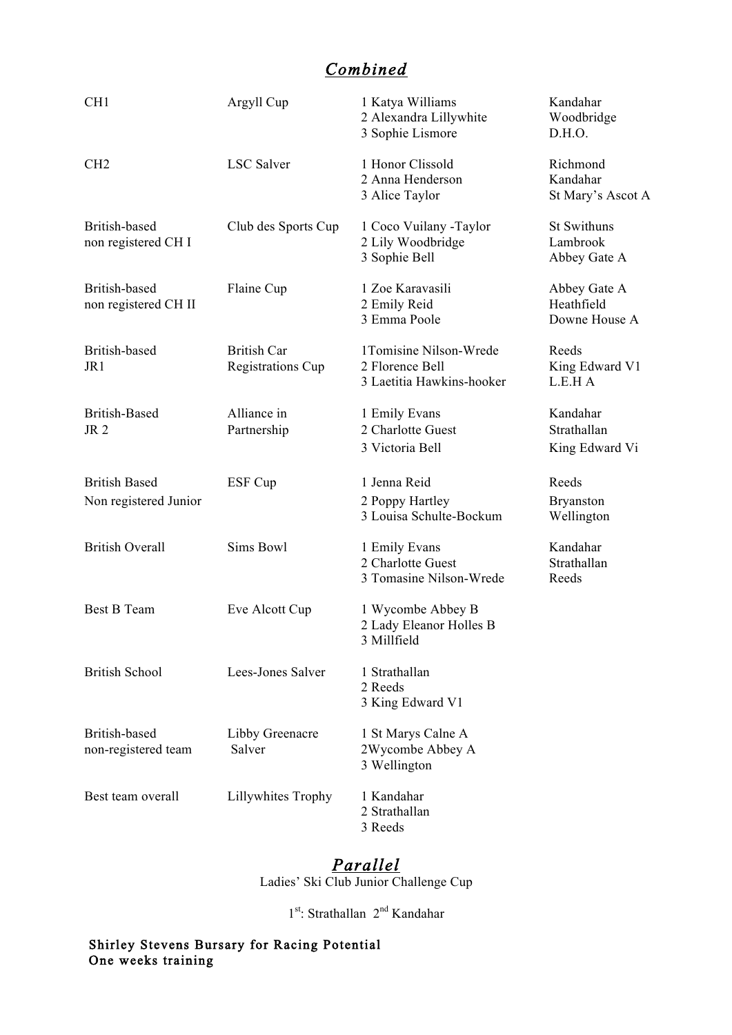## *Combined*

| Category | Trophy | Placing | Club/School |
|---|---|---|---|
| CH1 | Argyll Cup | 1 Katya Williams | Kandahar |
| | | 2 Alexandra Lillywhite | Woodbridge |
| | | 3 Sophie Lismore | D.H.O. |
| CH2 | LSC Salver | 1 Honor Clissold | Richmond |
| | | 2 Anna Henderson | Kandahar |
| | | 3 Alice Taylor | St Mary's Ascot A |
| British-based non registered CH I | Club des Sports Cup | 1 Coco Vuilany -Taylor | St Swithuns |
| | | 2 Lily Woodbridge | Lambrook |
| | | 3 Sophie Bell | Abbey Gate A |
| British-based non registered CH II | Flaine Cup | 1 Zoe Karavasili | Abbey Gate A |
| | | 2 Emily Reid | Heathfield |
| | | 3 Emma Poole | Downe House A |
| British-based JR1 | British Car Registrations Cup | 1Tomisine Nilson-Wrede | Reeds |
| | | 2 Florence Bell | King Edward V1 |
| | | 3 Laetitia Hawkins-hooker | L.E.H A |
| British-Based JR 2 | Alliance in Partnership | 1 Emily Evans | Kandahar |
| | | 2 Charlotte Guest | Strathallan |
| | | 3 Victoria Bell | King Edward Vi |
| British Based Non registered Junior | ESF Cup | 1 Jenna Reid | Reeds |
| | | 2 Poppy Hartley | Bryanston |
| | | 3 Louisa Schulte-Bockum | Wellington |
| British Overall | Sims Bowl | 1 Emily Evans | Kandahar |
| | | 2 Charlotte Guest | Strathallan |
| | | 3 Tomasine Nilson-Wrede | Reeds |
| Best B Team | Eve Alcott Cup | 1 Wycombe Abbey B | |
| | | 2 Lady Eleanor Holles B | |
| | | 3 Millfield | |
| British School | Lees-Jones Salver | 1 Strathallan | |
| | | 2 Reeds | |
| | | 3 King Edward V1 | |
| British-based non-registered team | Libby Greenacre Salver | 1 St Marys Calne A | |
| | | 2Wycombe Abbey A | |
| | | 3 Wellington | |
| Best team overall | Lillywhites Trophy | 1 Kandahar | |
| | | 2 Strathallan | |
| | | 3 Reeds | |

## *Parallel*

Ladies' Ski Club Junior Challenge Cup

1st: Strathallan 2nd Kandahar

**Shirley Stevens Bursary for Racing Potential**
**One weeks training**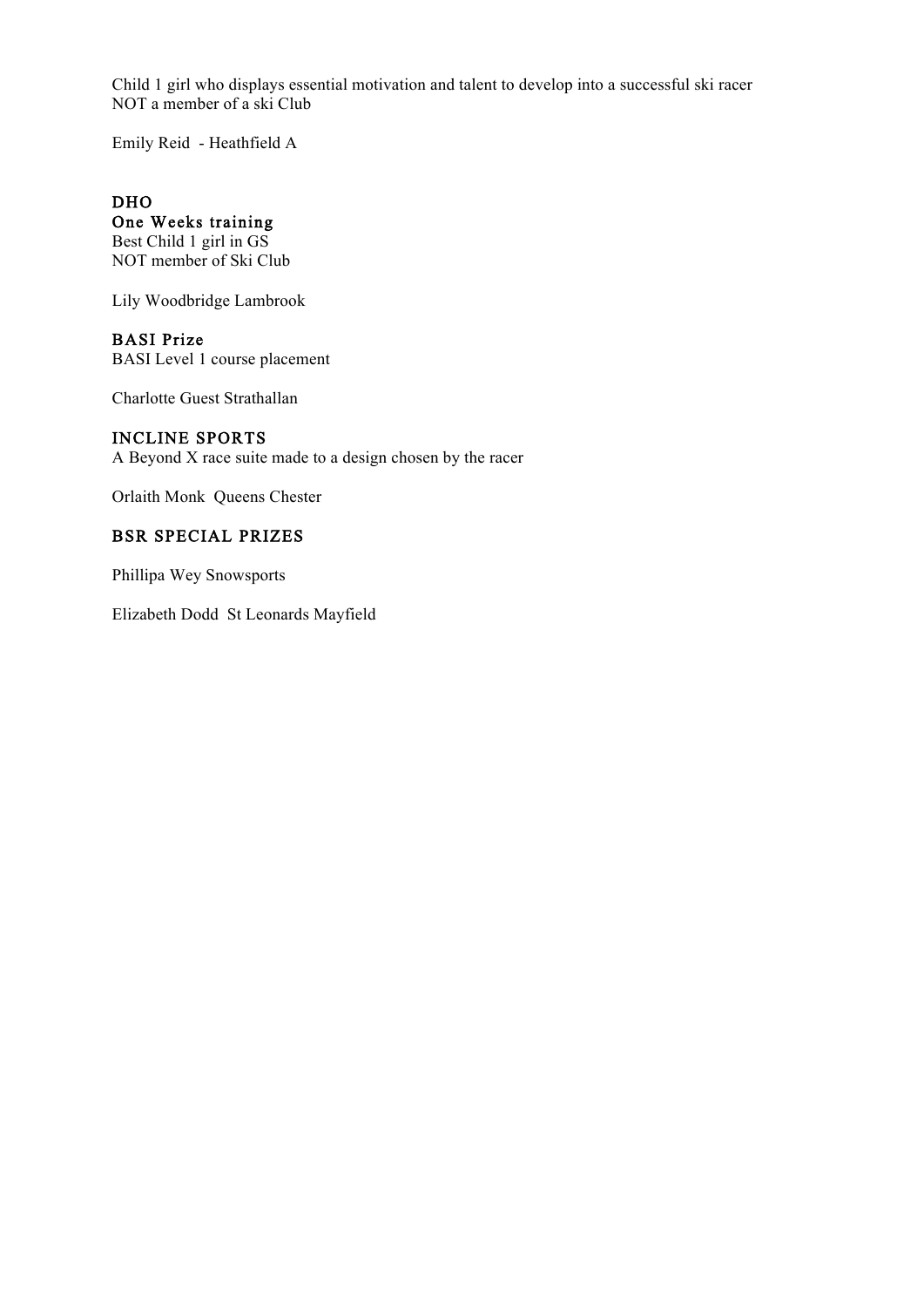Child 1 girl who displays essential motivation and talent to develop into a successful ski racer
NOT a member of a ski Club

Emily Reid - Heathfield A

## DHO

### One Weeks training

Best Child 1 girl in GS
NOT member of Ski Club

Lily Woodbridge Lambrook

## BASI Prize

BASI Level 1 course placement

Charlotte Guest Strathallan

## INCLINE SPORTS

A Beyond X race suite made to a design chosen by the racer

Orlaith Monk Queens Chester

## BSR SPECIAL PRIZES

Phillipa Wey Snowsports

Elizabeth Dodd St Leonards Mayfield